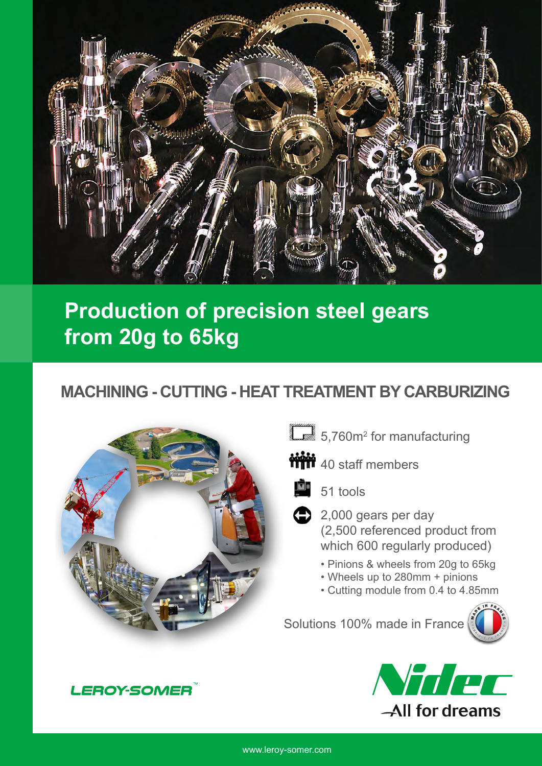# Production of precision steel gears from 20g to 65kg

## MACHINING - CUTTING - HEAT TREATMENT BY CARBURIZING

- 5,760m$^2$ for manufacturing
- 40 staff members
- 51 tools
- 2,000 gears per day (2,500 referenced product from which 600 regularly produced)
  - Pinions & wheels from 20g to 65kg
  - Wheels up to 280mm + pinions
  - Cutting module from 0.4 to 4.85mm

Solutions 100% made in France

LEROY-SOMER™

Nidec
All for dreams

www.leroy-somer.com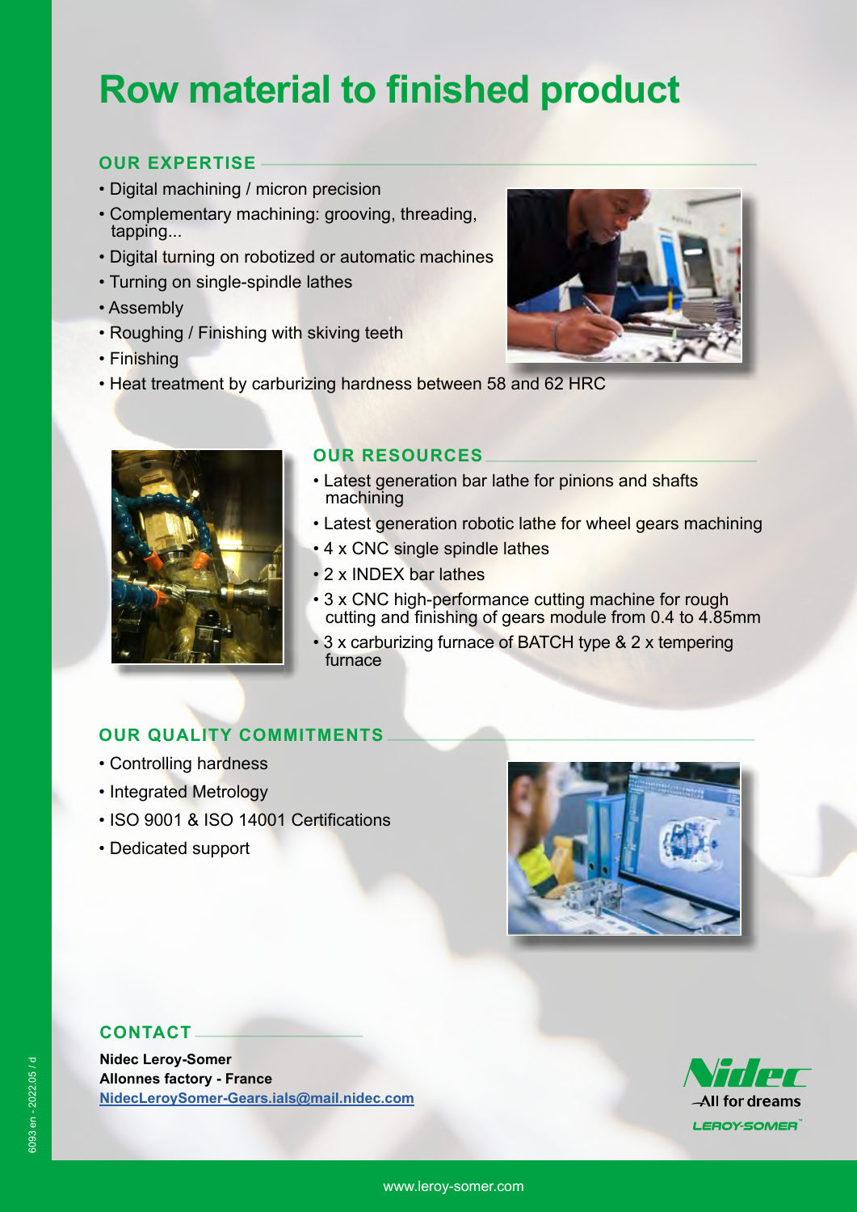# Row material to finished product

## OUR EXPERTISE

- Digital machining / micron precision
- Complementary machining: grooving, threading, tapping...
- Digital turning on robotized or automatic machines
- Turning on single-spindle lathes
- Assembly
- Roughing / Finishing with skiving teeth
- Finishing
- Heat treatment by carburizing hardness between 58 and 62 HRC

## OUR RESOURCES

- Latest generation bar lathe for pinions and shafts machining
- Latest generation robotic lathe for wheel gears machining
- 4 x CNC single spindle lathes
- 2 x INDEX bar lathes
- 3 x CNC high-performance cutting machine for rough cutting and finishing of gears module from 0.4 to 4.85mm
- 3 x carburizing furnace of BATCH type & 2 x tempering furnace

## OUR QUALITY COMMITMENTS

- Controlling hardness
- Integrated Metrology
- ISO 9001 & ISO 14001 Certifications
- Dedicated support

## CONTACT

**Nidec Leroy-Somer**
**Allonnes factory - France**
**NidecLeroySomer-Gears.ials@mail.nidec.com**

Nidec
All for dreams
LEROY-SOMER

6093 en - 2022.05 / d

www.leroy-somer.com